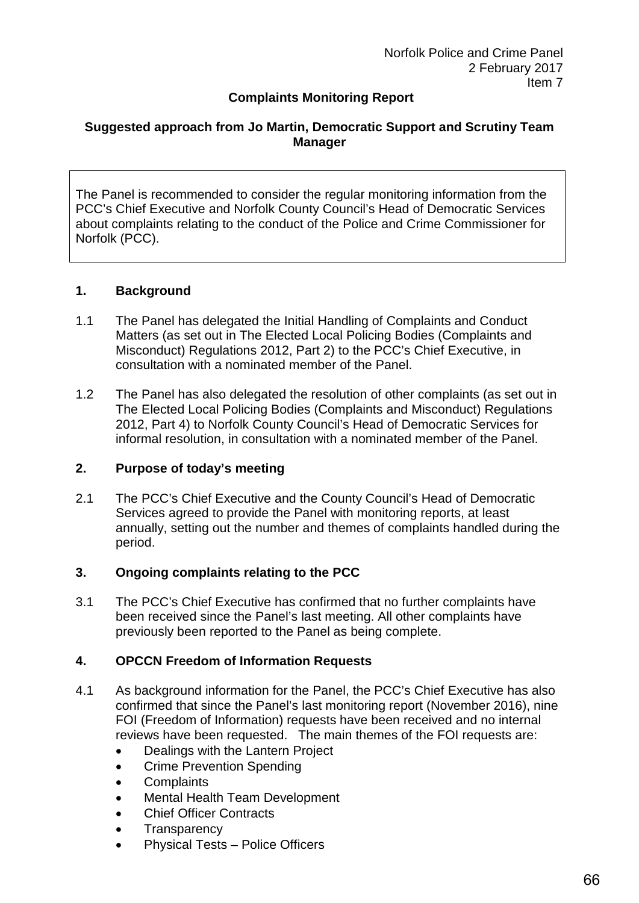Norfolk Police and Crime Panel
2 February 2017
Item 7

**Complaints Monitoring Report**

**Suggested approach from Jo Martin, Democratic Support and Scrutiny Team Manager**

The Panel is recommended to consider the regular monitoring information from the PCC's Chief Executive and Norfolk County Council's Head of Democratic Services about complaints relating to the conduct of the Police and Crime Commissioner for Norfolk (PCC).

## 1. Background

1.1 The Panel has delegated the Initial Handling of Complaints and Conduct Matters (as set out in The Elected Local Policing Bodies (Complaints and Misconduct) Regulations 2012, Part 2) to the PCC's Chief Executive, in consultation with a nominated member of the Panel.

1.2 The Panel has also delegated the resolution of other complaints (as set out in The Elected Local Policing Bodies (Complaints and Misconduct) Regulations 2012, Part 4) to Norfolk County Council's Head of Democratic Services for informal resolution, in consultation with a nominated member of the Panel.

## 2. Purpose of today's meeting

2.1 The PCC's Chief Executive and the County Council's Head of Democratic Services agreed to provide the Panel with monitoring reports, at least annually, setting out the number and themes of complaints handled during the period.

## 3. Ongoing complaints relating to the PCC

3.1 The PCC's Chief Executive has confirmed that no further complaints have been received since the Panel's last meeting. All other complaints have previously been reported to the Panel as being complete.

## 4. OPCCN Freedom of Information Requests

4.1 As background information for the Panel, the PCC's Chief Executive has also confirmed that since the Panel's last monitoring report (November 2016), nine FOI (Freedom of Information) requests have been received and no internal reviews have been requested. The main themes of the FOI requests are:

- Dealings with the Lantern Project
- Crime Prevention Spending
- Complaints
- Mental Health Team Development
- Chief Officer Contracts
- Transparency
- Physical Tests – Police Officers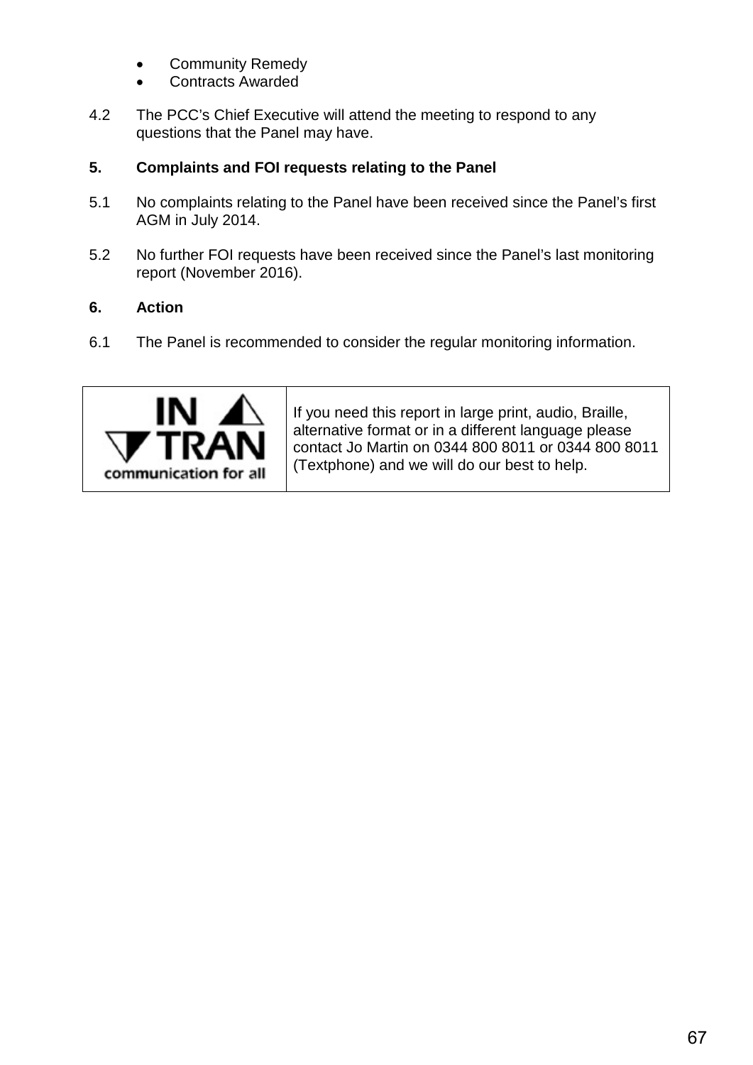- Community Remedy
- Contracts Awarded

4.2 The PCC's Chief Executive will attend the meeting to respond to any questions that the Panel may have.

**5. Complaints and FOI requests relating to the Panel**

5.1 No complaints relating to the Panel have been received since the Panel's first AGM in July 2014.

5.2 No further FOI requests have been received since the Panel's last monitoring report (November 2016).

**6. Action**

6.1 The Panel is recommended to consider the regular monitoring information.

| | |
|---|---|
| IN TRAN communication for all | If you need this report in large print, audio, Braille, alternative format or in a different language please contact Jo Martin on 0344 800 8011 or 0344 800 8011 (Textphone) and we will do our best to help. |